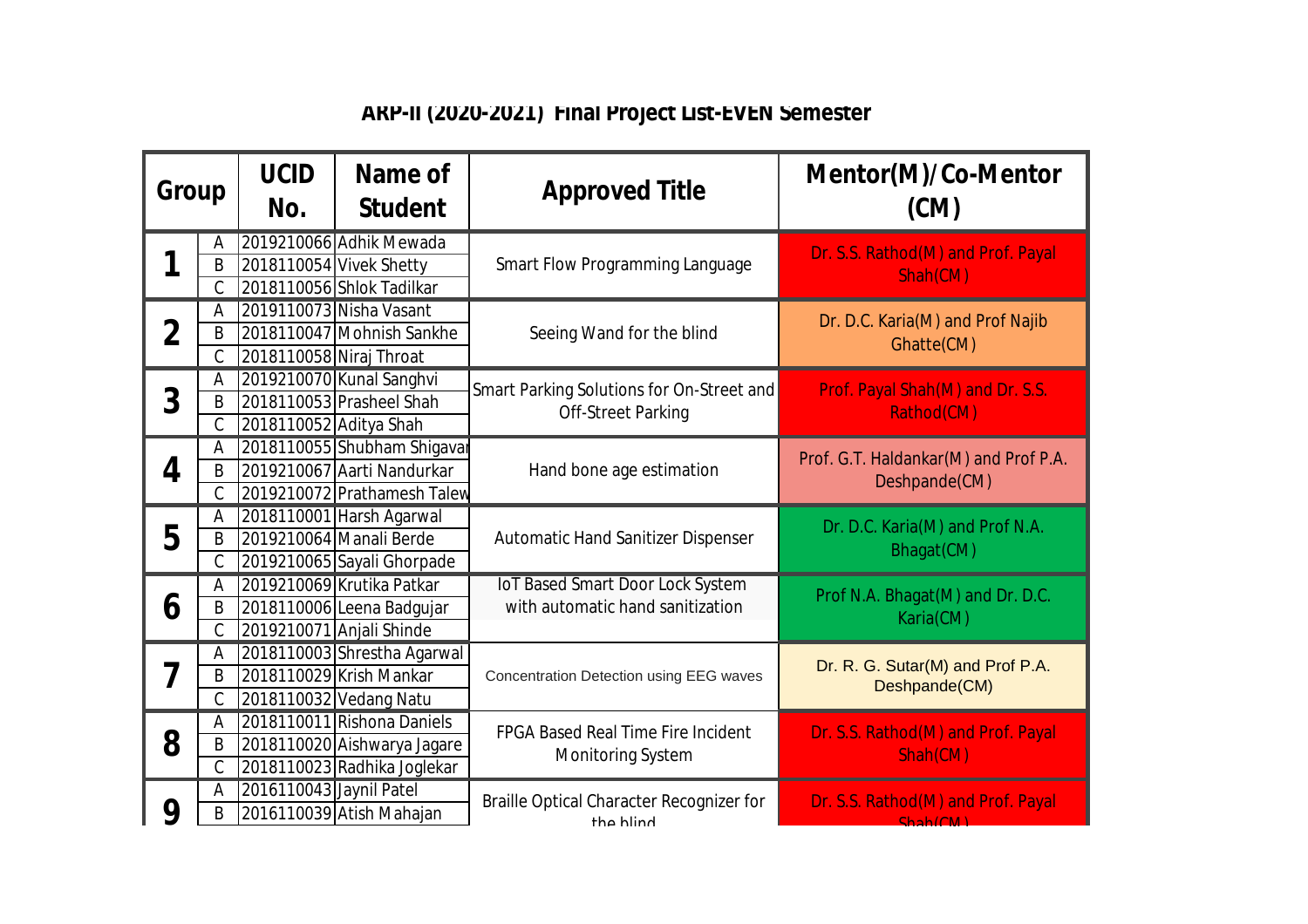# ARP-II (2020-2021) Final Project List-EVEN Semester

| Group | | UCID No. | Name of Student | Approved Title | Mentor(M)/Co-Mentor (CM) |
|---|---|---|---|---|---|
| 1 | A | 2019210066 | Adhik Mewada | Smart Flow Programming Language | Dr. S.S. Rathod(M) and Prof. Payal Shah(CM) |
| | B | 2018110054 | Vivek Shetty | | |
| | C | 2018110056 | Shlok Tadilkar | | |
| 2 | A | 2019110073 | Nisha Vasant | Seeing Wand for the blind | Dr. D.C. Karia(M) and Prof Najib Ghatte(CM) |
| | B | 2018110047 | Mohnish Sankhe | | |
| | C | 2018110058 | Niraj Throat | | |
| 3 | A | 2019210070 | Kunal Sanghvi | Smart Parking Solutions for On-Street and Off-Street Parking | Prof. Payal Shah(M) and Dr. S.S. Rathod(CM) |
| | B | 2018110053 | Prasheel Shah | | |
| | C | 2018110052 | Aditya Shah | | |
| 4 | A | 2018110055 | Shubham Shigavar | Hand bone age estimation | Prof. G.T. Haldankar(M) and Prof P.A. Deshpande(CM) |
| | B | 2019210067 | Aarti Nandurkar | | |
| | C | 2019210072 | Prathamesh Talew | | |
| 5 | A | 2018110001 | Harsh Agarwal | Automatic Hand Sanitizer Dispenser | Dr. D.C. Karia(M) and Prof N.A. Bhagat(CM) |
| | B | 2019210064 | Manali Berde | | |
| | C | 2019210065 | Sayali Ghorpade | | |
| 6 | A | 2019210069 | Krutika Patkar | IoT Based Smart Door Lock System with automatic hand sanitization | Prof N.A. Bhagat(M) and Dr. D.C. Karia(CM) |
| | B | 2018110006 | Leena Badgujar | | |
| | C | 2019210071 | Anjali Shinde | | |
| 7 | A | 2018110003 | Shrestha Agarwal | Concentration Detection using EEG waves | Dr. R. G. Sutar(M) and Prof P.A. Deshpande(CM) |
| | B | 2018110029 | Krish Mankar | | |
| | C | 2018110032 | Vedang Natu | | |
| 8 | A | 2018110011 | Rishona Daniels | FPGA Based Real Time Fire Incident Monitoring System | Dr. S.S. Rathod(M) and Prof. Payal Shah(CM) |
| | B | 2018110020 | Aishwarya Jagare | | |
| | C | 2018110023 | Radhika Joglekar | | |
| 9 | A | 2016110043 | Jaynil Patel | Braille Optical Character Recognizer for the blind | Dr. S.S. Rathod(M) and Prof. Payal Shah(CM) |
| | B | 2016110039 | Atish Mahajan | | |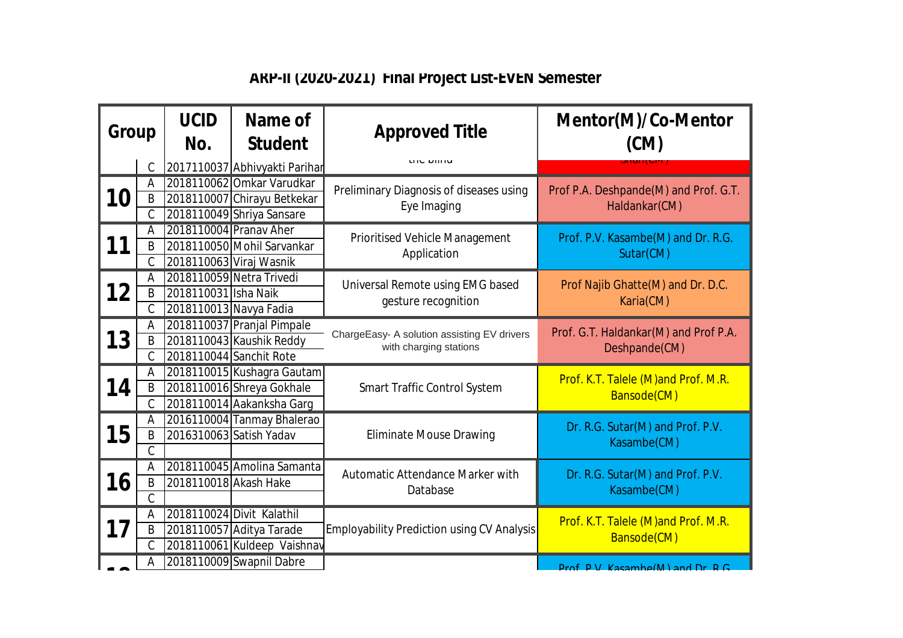# ARP-II (2020-2021) Final Project List-EVEN Semester

| Group | | UCID No. | Name of Student | Approved Title | Mentor(M)/Co-Mentor (CM) |
|---|---|---|---|---|---|
| | C | 2017110037 | Abhivyakti Parihar | the blind | Shah(CM) |
| 10 | A | 2018110062 | Omkar Varudkar | Preliminary Diagnosis of diseases using Eye Imaging | Prof P.A. Deshpande(M) and Prof. G.T. Haldankar(CM) |
| | B | 2018110007 | Chirayu Betkekar | | |
| | C | 2018110049 | Shriya Sansare | | |
| 11 | A | 2018110004 | Pranav Aher | Prioritised Vehicle Management Application | Prof. P.V. Kasambe(M) and Dr. R.G. Sutar(CM) |
| | B | 2018110050 | Mohil Sarvankar | | |
| | C | 2018110063 | Viraj Wasnik | | |
| 12 | A | 2018110059 | Netra Trivedi | Universal Remote using EMG based gesture recognition | Prof Najib Ghatte(M) and Dr. D.C. Karia(CM) |
| | B | 2018110031 | Isha Naik | | |
| | C | 2018110013 | Navya Fadia | | |
| 13 | A | 2018110037 | Pranjal Pimpale | ChargeEasy- A solution assisting EV drivers with charging stations | Prof. G.T. Haldankar(M) and Prof P.A. Deshpande(CM) |
| | B | 2018110043 | Kaushik Reddy | | |
| | C | 2018110044 | Sanchit Rote | | |
| 14 | A | 2018110015 | Kushagra Gautam | Smart Traffic Control System | Prof. K.T. Talele (M)and Prof. M.R. Bansode(CM) |
| | B | 2018110016 | Shreya Gokhale | | |
| | C | 2018110014 | Aakanksha Garg | | |
| 15 | A | 2016110004 | Tanmay Bhalerao | Eliminate Mouse Drawing | Dr. R.G. Sutar(M) and Prof. P.V. Kasambe(CM) |
| | B | 2016310063 | Satish Yadav | | |
| | C | | | | |
| 16 | A | 2018110045 | Amolina Samanta | Automatic Attendance Marker with Database | Dr. R.G. Sutar(M) and Prof. P.V. Kasambe(CM) |
| | B | 2018110018 | Akash Hake | | |
| | C | | | | |
| 17 | A | 2018110024 | Divit Kalathil | Employability Prediction using CV Analysis | Prof. K.T. Talele (M)and Prof. M.R. Bansode(CM) |
| | B | 2018110057 | Aditya Tarade | | |
| | C | 2018110061 | Kuldeep Vaishnav | | |
| 18 | A | 2018110009 | Swapnil Dabre | | Prof. P.V. Kasambe(M) and Dr. R.G. |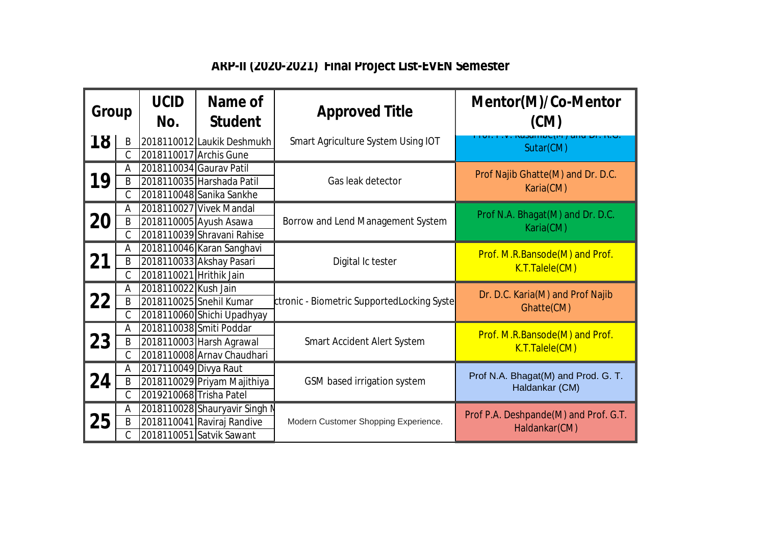## ARP-II (2020-2021) Final Project List-EVEN Semester

| Group | | UCID No. | Name of Student | Approved Title | Mentor(M)/Co-Mentor (CM) |
|---|---|---|---|---|---|
| 18 | B | 2018110012 | Laukik Deshmukh | Smart Agriculture System Using IOT | Prof. P.V. Kasambe(M) and Dr. R.G. Sutar(CM) |
| | C | 2018110017 | Archis Gune | | |
| 19 | A | 2018110034 | Gaurav Patil | Gas leak detector | Prof Najib Ghatte(M) and Dr. D.C. Karia(CM) |
| | B | 2018110035 | Harshada Patil | | |
| | C | 2018110048 | Sanika Sankhe | | |
| 20 | A | 2018110027 | Vivek Mandal | Borrow and Lend Management System | Prof N.A. Bhagat(M) and Dr. D.C. Karia(CM) |
| | B | 2018110005 | Ayush Asawa | | |
| | C | 2018110039 | Shravani Rahise | | |
| 21 | A | 2018110046 | Karan Sanghavi | Digital Ic tester | Prof. M.R.Bansode(M) and Prof. K.T.Talele(CM) |
| | B | 2018110033 | Akshay Pasari | | |
| | C | 2018110021 | Hrithik Jain | | |
| 22 | A | 2018110022 | Kush Jain | ctronic - Biometric SupportedLocking Syste | Dr. D.C. Karia(M) and Prof Najib Ghatte(CM) |
| | B | 2018110025 | Snehil Kumar | | |
| | C | 2018110060 | Shichi Upadhyay | | |
| 23 | A | 2018110038 | Smiti Poddar | Smart Accident Alert System | Prof. M.R.Bansode(M) and Prof. K.T.Talele(CM) |
| | B | 2018110003 | Harsh Agrawal | | |
| | C | 2018110008 | Arnav Chaudhari | | |
| 24 | A | 2017110049 | Divya Raut | GSM based irrigation system | Prof N.A. Bhagat(M) and Prod. G. T. Haldankar (CM) |
| | B | 2018110029 | Priyam Majithiya | | |
| | C | 2019210068 | Trisha Patel | | |
| 25 | A | 2018110028 | Shauryavir Singh M | Modern Customer Shopping Experience. | Prof P.A. Deshpande(M) and Prof. G.T. Haldankar(CM) |
| | B | 2018110041 | Raviraj Randive | | |
| | C | 2018110051 | Satvik Sawant | | |